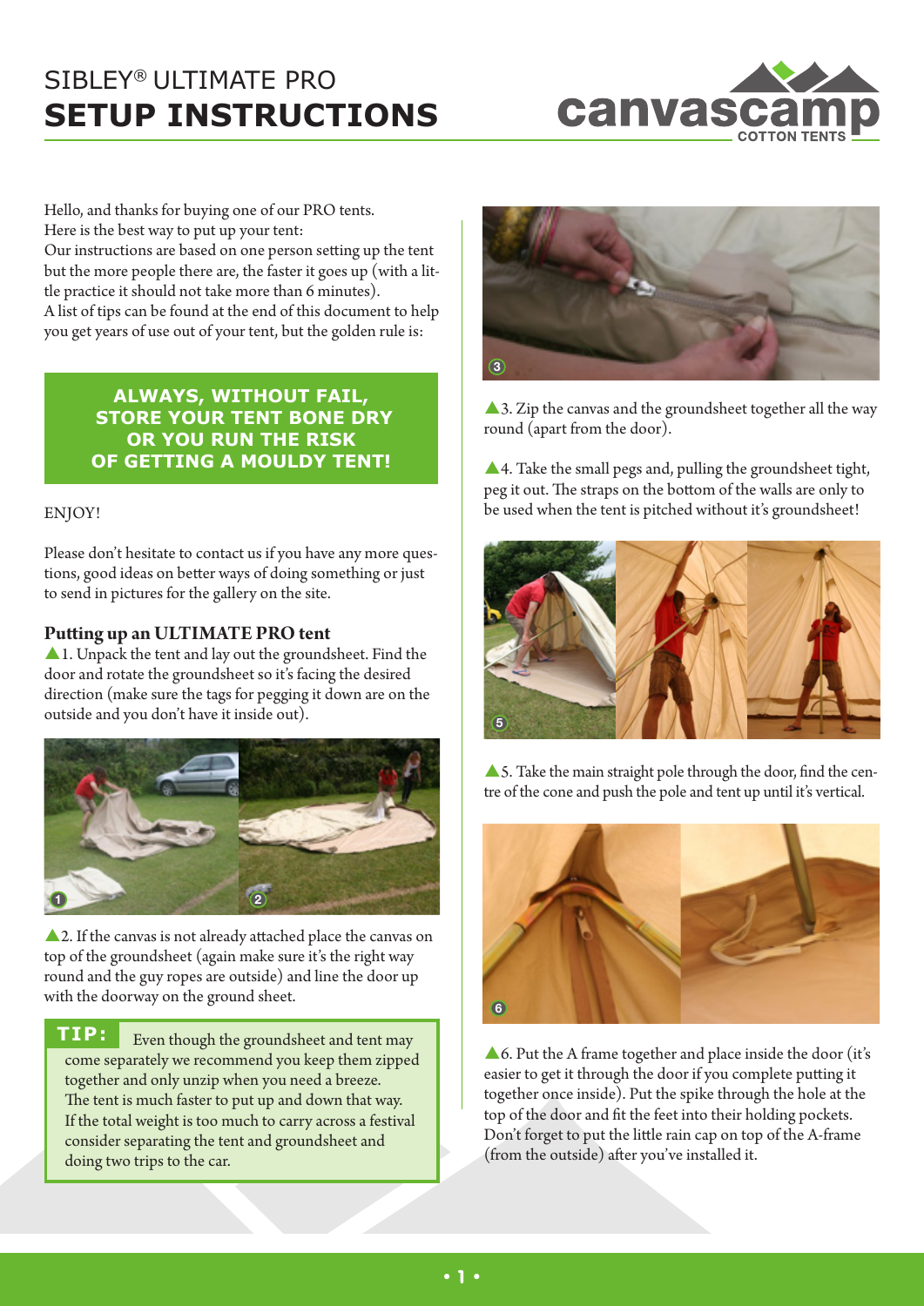# SIBLEY® ULTIMATE PRO
# SETUP INSTRUCTIONS

Hello, and thanks for buying one of our PRO tents.
Here is the best way to put up your tent:
Our instructions are based on one person setting up the tent but the more people there are, the faster it goes up (with a little practice it should not take more than 6 minutes).
A list of tips can be found at the end of this document to help you get years of use out of your tent, but the golden rule is:

**ALWAYS, WITHOUT FAIL, STORE YOUR TENT BONE DRY OR YOU RUN THE RISK OF GETTING A MOULDY TENT!**

ENJOY!

Please don't hesitate to contact us if you have any more questions, good ideas on better ways of doing something or just to send in pictures for the gallery on the site.

## Putting up an ULTIMATE PRO tent

▲1. Unpack the tent and lay out the groundsheet. Find the door and rotate the groundsheet so it's facing the desired direction (make sure the tags for pegging it down are on the outside and you don't have it inside out).

▲2. If the canvas is not already attached place the canvas on top of the groundsheet (again make sure it's the right way round and the guy ropes are outside) and line the door up with the doorway on the ground sheet.

**TIP:** Even though the groundsheet and tent may come separately we recommend you keep them zipped together and only unzip any you need a breeze. The tent is much faster to put up and down that way. If the total weight is too much to carry across a festival consider separating the tent and groundsheet and doing two trips to the car.

▲3. Zip the canvas and the groundsheet together all the way round (apart from the door).

▲4. Take the small pegs and, pulling the groundsheet tight, peg it out. The straps on the bottom of the walls are only to be used when the tent is pitched without it's groundsheet!

▲5. Take the main straight pole through the door, find the centre of the cone and push the pole and tent up until it's vertical.

▲6. Put the A frame together and place inside the door (it's easier to get it through the door if you complete putting it together once inside). Put the spike through the hole at the top of the door and fit the feet into their holding pockets. Don't forget to put the little rain cap on top of the A-frame (from the outside) after you've installed it.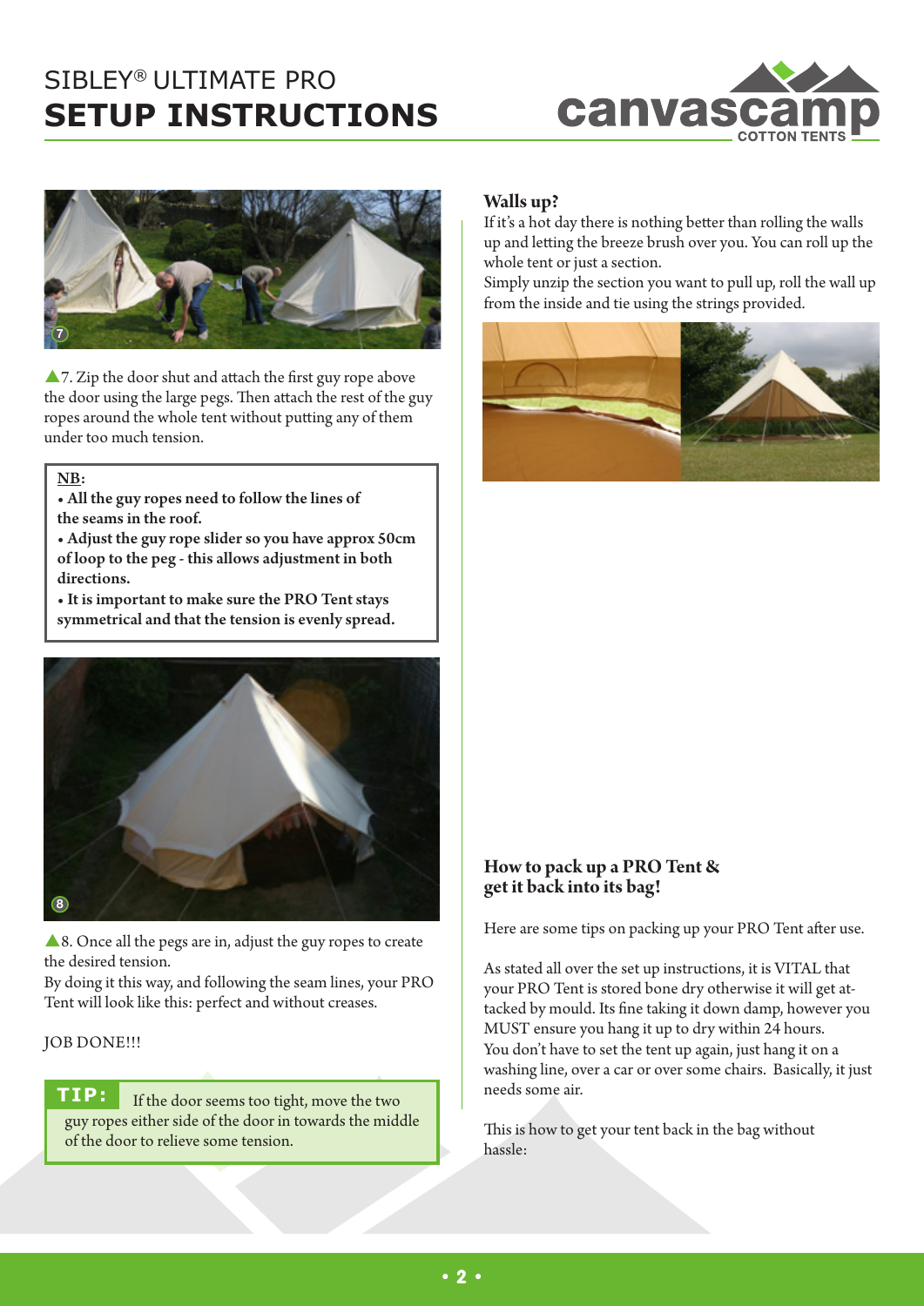# SIBLEY® ULTIMATE PRO
# SETUP INSTRUCTIONS

▲7. Zip the door shut and attach the first guy rope above the door using the large pegs. Then attach the rest of the guy ropes around the whole tent without putting any of them under too much tension.

**NB:**
- **All the guy ropes need to follow the lines of the seams in the roof.**
- **Adjust the guy rope slider so you have approx 50cm of loop to the peg - this allows adjustment in both directions.**
- **It is important to make sure the PRO Tent stays symmetrical and that the tension is evenly spread.**

▲8. Once all the pegs are in, adjust the guy ropes to create the desired tension.
By doing it this way, and following the seam lines, your PRO Tent will look like this: perfect and without creases.

JOB DONE!!!

**TIP:** If the door seems too tight, move the two guy ropes either side of the door in towards the middle of the door to relieve some tension.

## Walls up?

If it's a hot day there is nothing better than rolling the walls up and letting the breeze brush over you. You can roll up the whole tent or just a section.
Simply unzip the section you want to pull up, roll the wall up from the inside and tie using the strings provided.

## How to pack up a PRO Tent & get it back into its bag!

Here are some tips on packing up your PRO Tent after use.

As stated all over the set up instructions, it is VITAL that your PRO Tent is stored bone dry otherwise it will get attacked by mould. Its fine taking it down damp, however you MUST ensure you hang it up to dry within 24 hours.
You don't have to set the tent up again, just hang it on a washing line, over a car or over some chairs. Basically, it just needs some air.

This is how to get your tent back in the bag without hassle: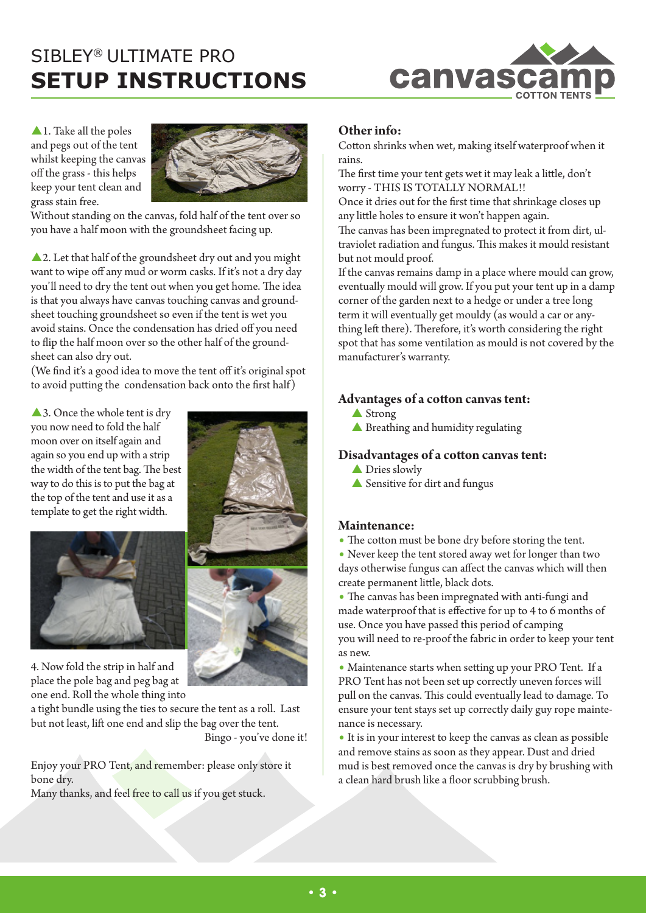# SIBLEY® ULTIMATE PRO
# SETUP INSTRUCTIONS

▲1. Take all the poles and pegs out of the tent whilst keeping the canvas off the grass - this helps keep your tent clean and grass stain free.
Without standing on the canvas, fold half of the tent over so you have a half moon with the groundsheet facing up.

▲2. Let that half of the groundsheet dry out and you might want to wipe off any mud or worm casks. If it's not a dry day you'll need to dry the tent out when you get home. The idea is that you always have canvas touching canvas and groundsheet touching groundsheet so even if the tent is wet you avoid stains. Once the condensation has dried off you need to flip the half moon over so the other half of the groundsheet can also dry out.
(We find it's a good idea to move the tent off it's original spot to avoid putting the condensation back onto the first half)

▲3. Once the whole tent is dry you now need to fold the half moon over on itself again and again so you end up with a strip the width of the tent bag. The best way to do this is to put the bag at the top of the tent and use it as a template to get the right width.

4. Now fold the strip in half and place the pole bag and peg bag at one end. Roll the whole thing into a tight bundle using the ties to secure the tent as a roll. Last but not least, lift one end and slip the bag over the tent.
Bingo - you've done it!

Enjoy your PRO Tent, and remember: please only store it bone dry.
Many thanks, and feel free to call us if you get stuck.

## Other info:

Cotton shrinks when wet, making itself waterproof when it rains.
The first time your tent gets wet it may leak a little, don't worry - THIS IS TOTALLY NORMAL!!
Once it dries out for the first time that shrinkage closes up any little holes to ensure it won't happen again.
The canvas has been impregnated to protect it from dirt, ultraviolet radiation and fungus. This makes it mould resistant but not mould proof.
If the canvas remains damp in a place where mould can grow, eventually mould will grow. If you put your tent up in a damp corner of the garden next to a hedge or under a tree long term it will eventually get mouldy (as would a car or anything left there). Therefore, it's worth considering the right spot that has some ventilation as mould is not covered by the manufacturer's warranty.

## Advantages of a cotton canvas tent:

- Strong
- Breathing and humidity regulating

## Disadvantages of a cotton canvas tent:

- Dries slowly
- Sensitive for dirt and fungus

## Maintenance:

- The cotton must be bone dry before storing the tent.
- Never keep the tent stored away wet for longer than two days otherwise fungus can affect the canvas which will then create permanent little, black dots.
- The canvas has been impregnated with anti-fungi and made waterproof that is effective for up to 4 to 6 months of use. Once you have passed this period of camping you will need to re-proof the fabric in order to keep your tent as new.
- Maintenance starts when setting up your PRO Tent. If a PRO Tent has not been set up correctly uneven forces will pull on the canvas. This could eventually lead to damage. To ensure your tent stays set up correctly daily guy rope maintenance is necessary.
- It is in your interest to keep the canvas as clean as possible and remove stains as soon as they appear. Dust and dried mud is best removed once the canvas is dry by brushing with a clean hard brush like a floor scrubbing brush.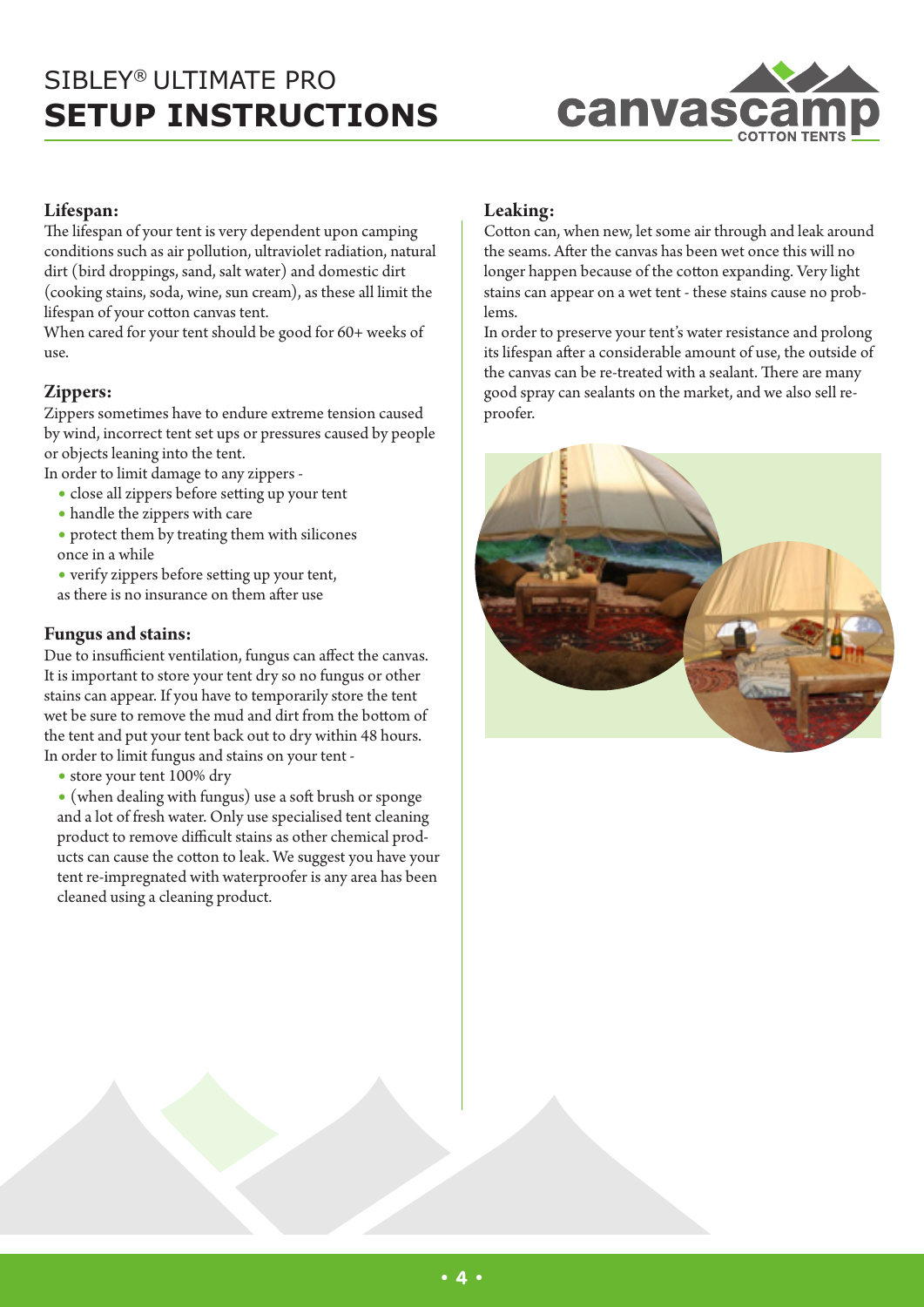# SIBLEY® ULTIMATE PRO
# SETUP INSTRUCTIONS

### Lifespan:

The lifespan of your tent is very dependent upon camping conditions such as air pollution, ultraviolet radiation, natural dirt (bird droppings, sand, salt water) and domestic dirt (cooking stains, soda, wine, sun cream), as these all limit the lifespan of your cotton canvas tent.
When cared for your tent should be good for 60+ weeks of use.

### Zippers:

Zippers sometimes have to endure extreme tension caused by wind, incorrect tent set ups or pressures caused by people or objects leaning into the tent.
In order to limit damage to any zippers -

- close all zippers before setting up your tent
- handle the zippers with care
- protect them by treating them with silicones once in a while
- verify zippers before setting up your tent, as there is no insurance on them after use

### Fungus and stains:

Due to insufficient ventilation, fungus can affect the canvas. It is important to store your tent dry so no fungus or other stains can appear. If you have to temporarily store the tent wet be sure to remove the mud and dirt from the bottom of the tent and put your tent back out to dry within 48 hours.
In order to limit fungus and stains on your tent -

- store your tent 100% dry
- (when dealing with fungus) use a soft brush or sponge and a lot of fresh water. Only use specialised tent cleaning product to remove difficult stains as other chemical products can cause the cotton to leak. We suggest you have your tent re-impregnated with waterproofer is any area has been cleaned using a cleaning product.

### Leaking:

Cotton can, when new, let some air through and leak around the seams. After the canvas has been wet once this will no longer happen because of the cotton expanding. Very light stains can appear on a wet tent - these stains cause no problems.
In order to preserve your tent's water resistance and prolong its lifespan after a considerable amount of use, the outside of the canvas can be re-treated with a sealant. There are many good spray can sealants on the market, and we also sell re-proofer.